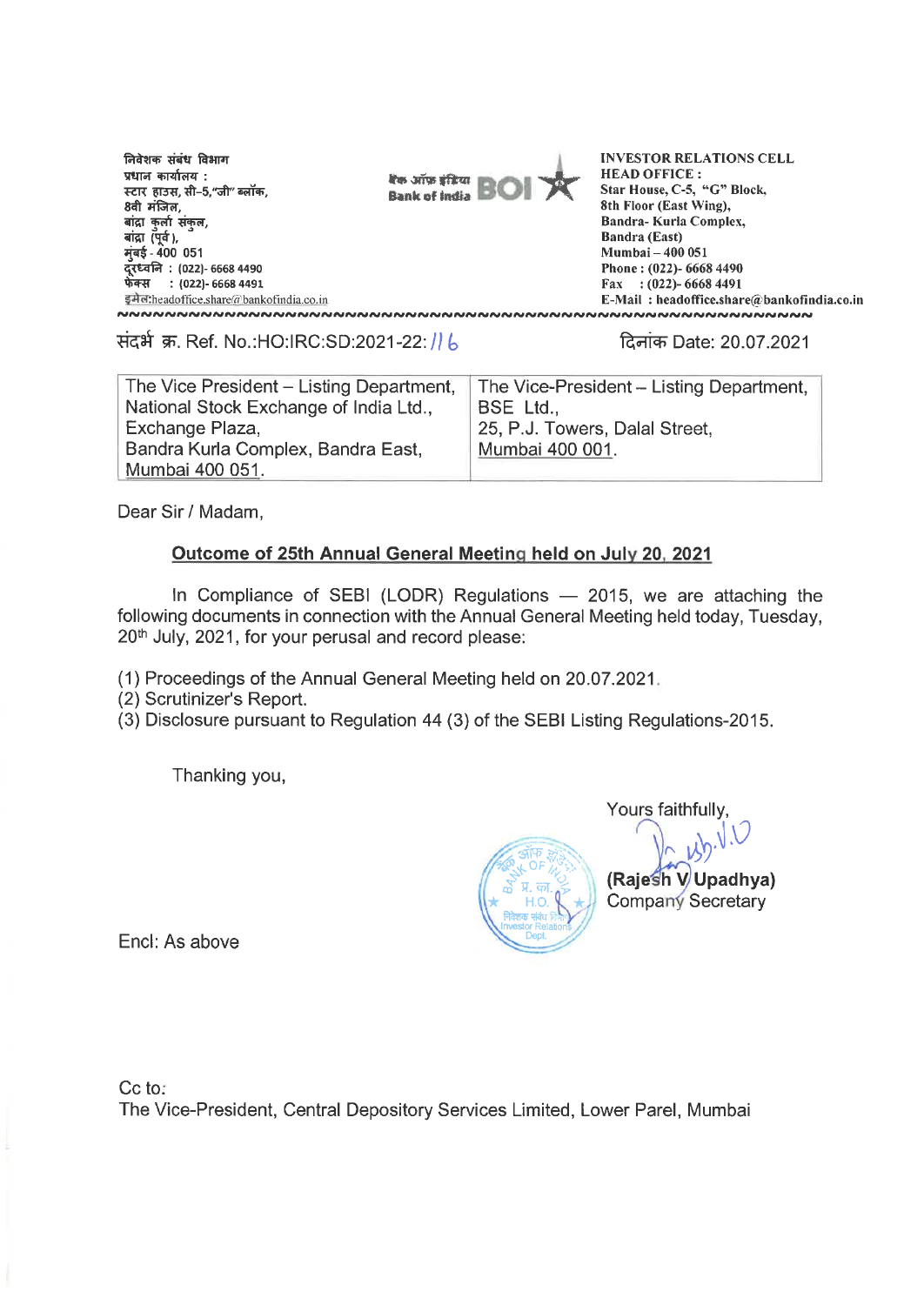निवेशक संबंध विभाग
प्रधान कार्यालय :
स्टार हाउस, सी-5,"जी" ब्लॉक,
8वी मंजिल,
बांद्रा कुर्ला संकुल,
बांद्रा (पूर्व),
मुंबई - 400 051
दूरध्वनि : (022)- 6668 4490
फेक्स : (022)- 6668 4491
इमेल:headoffice.share@bankofindia.co.in

बैंक ऑफ़ इंडिया Bank of India BOI

**INVESTOR RELATIONS CELL**
**HEAD OFFICE :**
**Star House, C-5, "G" Block,**
**8th Floor (East Wing),**
**Bandra- Kurla Complex,**
**Bandra (East)**
**Mumbai – 400 051**
**Phone : (022)- 6668 4490**
**Fax : (022)- 6668 4491**
**E-Mail : headoffice.share@bankofindia.co.in**

संदर्भ क्र. Ref. No.:HO:IRC:SD:2021-22: 116

दिनांक Date: 20.07.2021

| The Vice President – Listing Department, National Stock Exchange of India Ltd., Exchange Plaza, Bandra Kurla Complex, Bandra East, Mumbai 400 051. | The Vice-President – Listing Department, BSE Ltd., 25, P.J. Towers, Dalal Street, Mumbai 400 001. |
|---|---|

Dear Sir / Madam,

**Outcome of 25th Annual General Meeting held on July 20, 2021**

In Compliance of SEBI (LODR) Regulations — 2015, we are attaching the following documents in connection with the Annual General Meeting held today, Tuesday, 20th July, 2021, for your perusal and record please:

(1) Proceedings of the Annual General Meeting held on 20.07.2021.
(2) Scrutinizer's Report.
(3) Disclosure pursuant to Regulation 44 (3) of the SEBI Listing Regulations-2015.

Thanking you,

Yours faithfully,

**(Rajesh V Upadhya)**
Company Secretary

Encl: As above

Cc to:
The Vice-President, Central Depository Services Limited, Lower Parel, Mumbai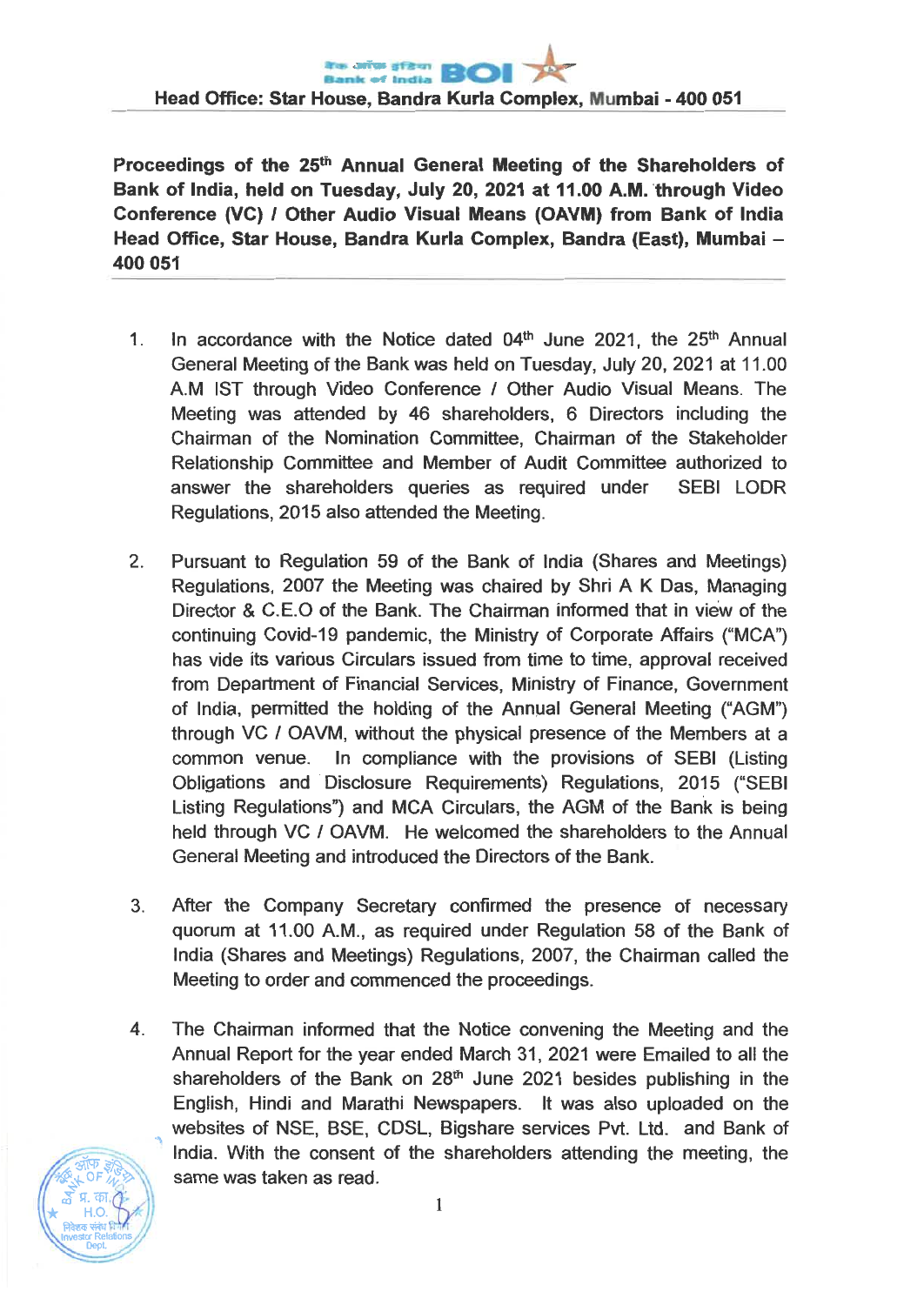Head Office: Star House, Bandra Kurla Complex, Mumbai - 400 051

**Proceedings of the 25th Annual General Meeting of the Shareholders of Bank of India, held on Tuesday, July 20, 2021 at 11.00 A.M. through Video Conference (VC) / Other Audio Visual Means (OAVM) from Bank of India Head Office, Star House, Bandra Kurla Complex, Bandra (East), Mumbai – 400 051**

1. In accordance with the Notice dated 04th June 2021, the 25th Annual General Meeting of the Bank was held on Tuesday, July 20, 2021 at 11.00 A.M IST through Video Conference / Other Audio Visual Means. The Meeting was attended by 46 shareholders, 6 Directors including the Chairman of the Nomination Committee, Chairman of the Stakeholder Relationship Committee and Member of Audit Committee authorized to answer the shareholders queries as required under SEBI LODR Regulations, 2015 also attended the Meeting.

2. Pursuant to Regulation 59 of the Bank of India (Shares and Meetings) Regulations, 2007 the Meeting was chaired by Shri A K Das, Managing Director & C.E.O of the Bank. The Chairman informed that in view of the continuing Covid-19 pandemic, the Ministry of Corporate Affairs ("MCA") has vide its various Circulars issued from time to time, approval received from Department of Financial Services, Ministry of Finance, Government of India, permitted the holding of the Annual General Meeting ("AGM") through VC / OAVM, without the physical presence of the Members at a common venue. In compliance with the provisions of SEBI (Listing Obligations and Disclosure Requirements) Regulations, 2015 ("SEBI Listing Regulations") and MCA Circulars, the AGM of the Bank is being held through VC / OAVM. He welcomed the shareholders to the Annual General Meeting and introduced the Directors of the Bank.

3. After the Company Secretary confirmed the presence of necessary quorum at 11.00 A.M., as required under Regulation 58 of the Bank of India (Shares and Meetings) Regulations, 2007, the Chairman called the Meeting to order and commenced the proceedings.

4. The Chairman informed that the Notice convening the Meeting and the Annual Report for the year ended March 31, 2021 were Emailed to all the shareholders of the Bank on 28th June 2021 besides publishing in the English, Hindi and Marathi Newspapers. It was also uploaded on the websites of NSE, BSE, CDSL, Bigshare services Pvt. Ltd. and Bank of India. With the consent of the shareholders attending the meeting, the same was taken as read.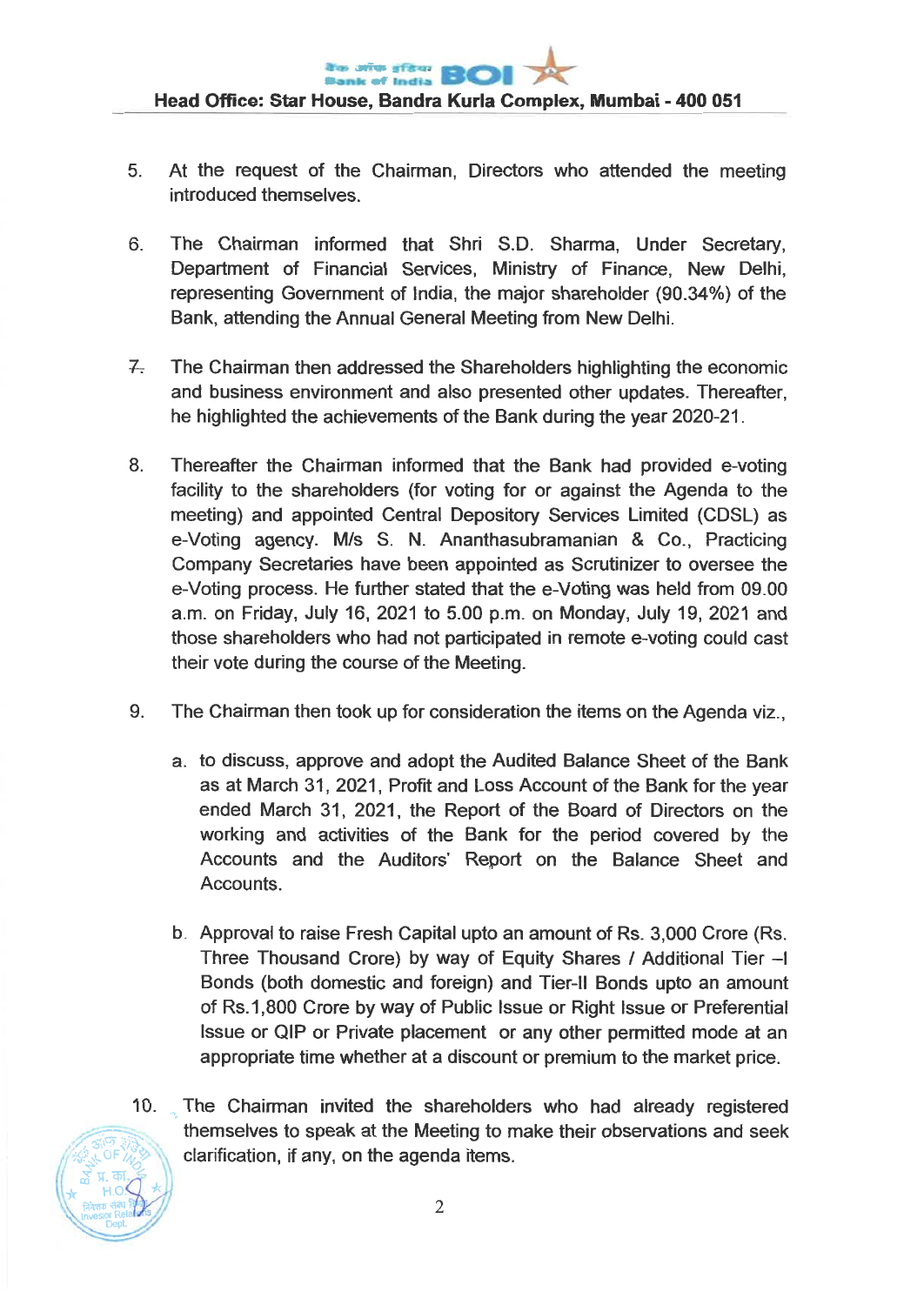5. At the request of the Chairman, Directors who attended the meeting introduced themselves.

6. The Chairman informed that Shri S.D. Sharma, Under Secretary, Department of Financial Services, Ministry of Finance, New Delhi, representing Government of India, the major shareholder (90.34%) of the Bank, attending the Annual General Meeting from New Delhi.

7. The Chairman then addressed the Shareholders highlighting the economic and business environment and also presented other updates. Thereafter, he highlighted the achievements of the Bank during the year 2020-21.

8. Thereafter the Chairman informed that the Bank had provided e-voting facility to the shareholders (for voting for or against the Agenda to the meeting) and appointed Central Depository Services Limited (CDSL) as e-Voting agency. M/s S. N. Ananthasubramanian & Co., Practicing Company Secretaries have been appointed as Scrutinizer to oversee the e-Voting process. He further stated that the e-Voting was held from 09.00 a.m. on Friday, July 16, 2021 to 5.00 p.m. on Monday, July 19, 2021 and those shareholders who had not participated in remote e-voting could cast their vote during the course of the Meeting.

9. The Chairman then took up for consideration the items on the Agenda viz.,

   a. to discuss, approve and adopt the Audited Balance Sheet of the Bank as at March 31, 2021, Profit and Loss Account of the Bank for the year ended March 31, 2021, the Report of the Board of Directors on the working and activities of the Bank for the period covered by the Accounts and the Auditors' Report on the Balance Sheet and Accounts.

   b. Approval to raise Fresh Capital upto an amount of Rs. 3,000 Crore (Rs. Three Thousand Crore) by way of Equity Shares / Additional Tier –I Bonds (both domestic and foreign) and Tier-II Bonds upto an amount of Rs.1,800 Crore by way of Public Issue or Right Issue or Preferential Issue or QIP or Private placement or any other permitted mode at an appropriate time whether at a discount or premium to the market price.

10. The Chairman invited the shareholders who had already registered themselves to speak at the Meeting to make their observations and seek clarification, if any, on the agenda items.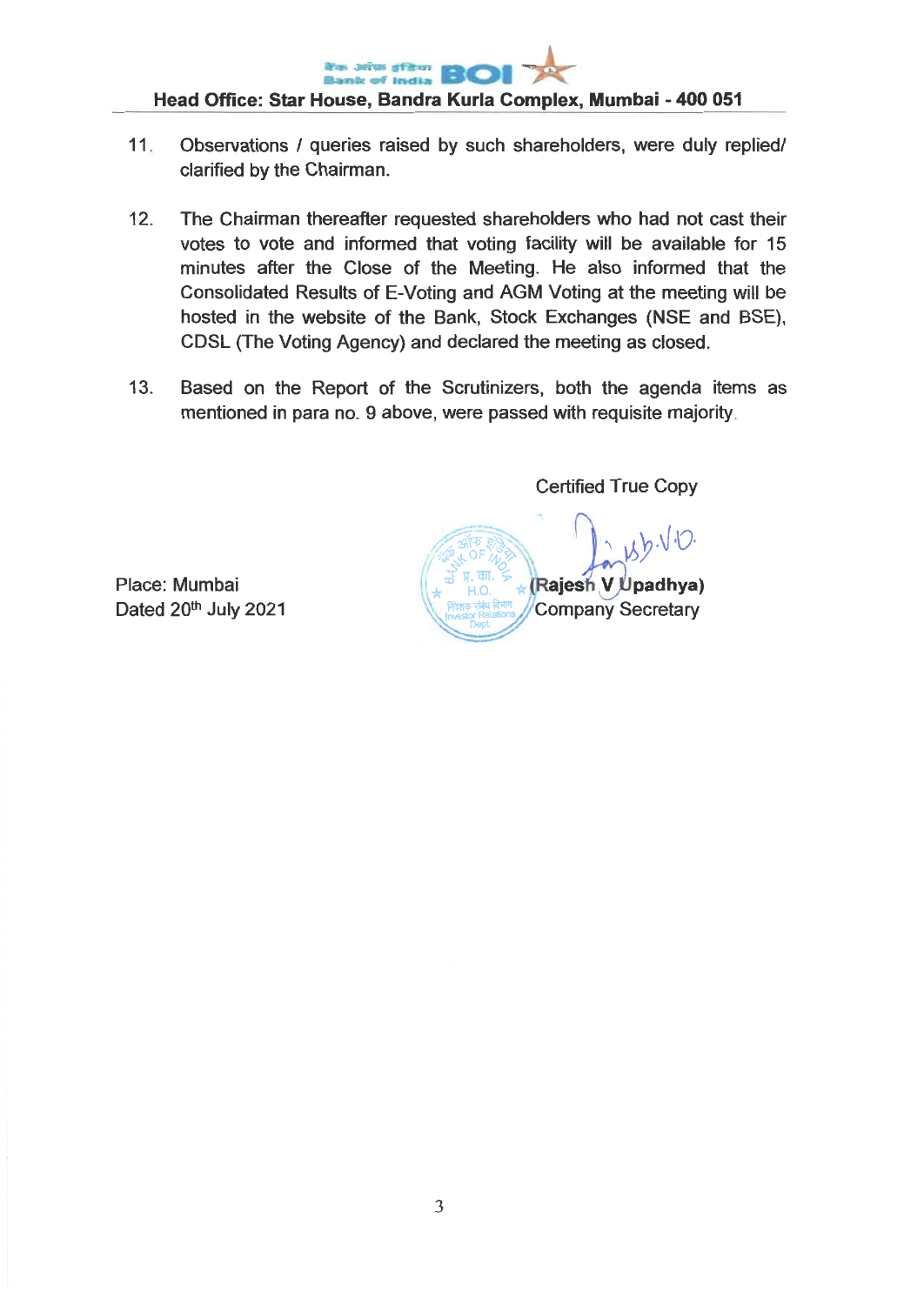11. Observations / queries raised by such shareholders, were duly replied/ clarified by the Chairman.

12. The Chairman thereafter requested shareholders who had not cast their votes to vote and informed that voting facility will be available for 15 minutes after the Close of the Meeting. He also informed that the Consolidated Results of E-Voting and AGM Voting at the meeting will be hosted in the website of the Bank, Stock Exchanges (NSE and BSE), CDSL (The Voting Agency) and declared the meeting as closed.

13. Based on the Report of the Scrutinizers, both the agenda items as mentioned in para no. 9 above, were passed with requisite majority.

Certified True Copy

Place: Mumbai
Dated 20th July 2021

**(Rajesh V Upadhya)**
Company Secretary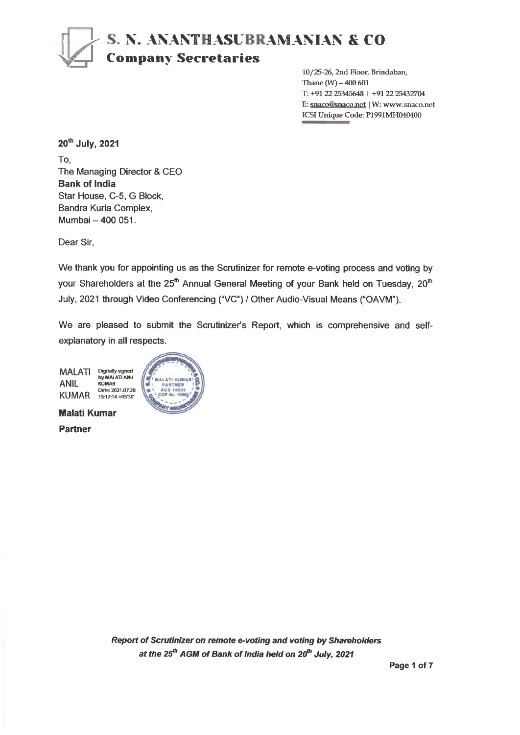# S. N. ANANTHASUBRAMANIAN & CO

**Company Secretaries**

10/25-26, 2nd Floor, Brindaban,
Thane (W) – 400 601
T: +91 22 25345648 | +91 22 25432704
E: snaco@snaco.net | W: www.snaco.net
ICSI Unique Code: P1991MH040400

**20th July, 2021**

To,
The Managing Director & CEO
**Bank of India**
Star House, C-5, G Block,
Bandra Kurla Complex,
Mumbai – 400 051.

Dear Sir,

We thank you for appointing us as the Scrutinizer for remote e-voting process and voting by your Shareholders at the 25th Annual General Meeting of your Bank held on Tuesday, 20th July, 2021 through Video Conferencing ("VC") / Other Audio-Visual Means ("OAVM").

We are pleased to submit the Scrutinizer's Report, which is comprehensive and self-explanatory in all respects.

MALATI ANIL KUMAR — Digitally signed by MALATI ANIL KUMAR Date: 2021.07.20 15:17:14 +05'30'

**Malati Kumar**
**Partner**

***Report of Scrutinizer on remote e-voting and voting by Shareholders at the 25th AGM of Bank of India held on 20th July, 2021***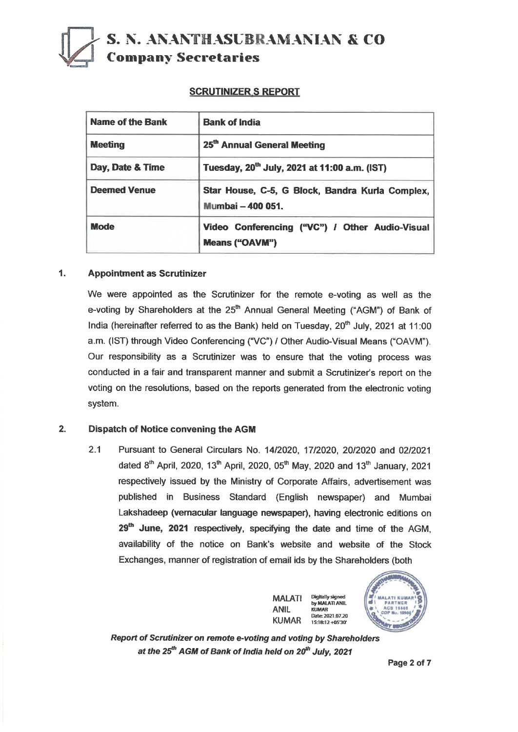# S. N. ANANTHASUBRAMANIAN & CO

## Company Secretaries

**SCRUTINIZER S REPORT**

| Name of the Bank | Bank of India |
|---|---|
| **Meeting** | **25th Annual General Meeting** |
| **Day, Date & Time** | **Tuesday, 20th July, 2021 at 11:00 a.m. (IST)** |
| **Deemed Venue** | **Star House, C-5, G Block, Bandra Kurla Complex, Mumbai – 400 051.** |
| **Mode** | **Video Conferencing ("VC") / Other Audio-Visual Means ("OAVM")** |

### 1. Appointment as Scrutinizer

We were appointed as the Scrutinizer for the remote e-voting as well as the e-voting by Shareholders at the 25th Annual General Meeting ("AGM") of Bank of India (hereinafter referred to as the Bank) held on Tuesday, 20th July, 2021 at 11:00 a.m. (IST) through Video Conferencing ("VC") / Other Audio-Visual Means ("OAVM"). Our responsibility as a Scrutinizer was to ensure that the voting process was conducted in a fair and transparent manner and submit a Scrutinizer's report on the voting on the resolutions, based on the reports generated from the electronic voting system.

### 2. Dispatch of Notice convening the AGM

2.1 Pursuant to General Circulars No. 14/2020, 17/2020, 20/2020 and 02/2021 dated 8th April, 2020, 13th April, 2020, 05th May, 2020 and 13th January, 2021 respectively issued by the Ministry of Corporate Affairs, advertisement was published in Business Standard (English newspaper) and Mumbai Lakshadeep (vernacular language newspaper), having electronic editions on **29th June, 2021** respectively, specifying the date and time of the AGM, availability of the notice on Bank's website and website of the Stock Exchanges, manner of registration of email ids by the Shareholders (both

MALATI ANIL KUMAR — Digitally signed by MALATI ANIL KUMAR Date: 2021.07.20 15:18:12 +05'30'

*Report of Scrutinizer on remote e-voting and voting by Shareholders at the 25th AGM of Bank of India held on 20th July, 2021*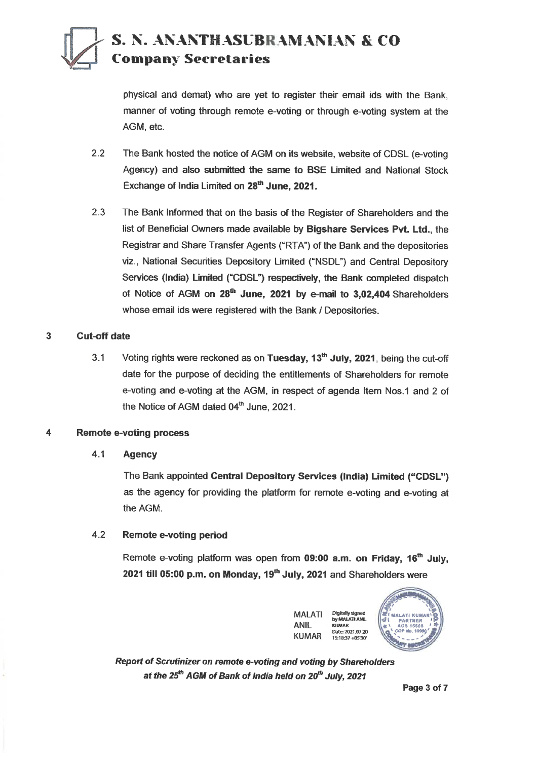physical and demat) who are yet to register their email ids with the Bank, manner of voting through remote e-voting or through e-voting system at the AGM, etc.

2.2 The Bank hosted the notice of AGM on its website, website of CDSL (e-voting Agency) and also submitted the same to BSE Limited and National Stock Exchange of India Limited on **28th June, 2021.**

2.3 The Bank informed that on the basis of the Register of Shareholders and the list of Beneficial Owners made available by **Bigshare Services Pvt. Ltd.**, the Registrar and Share Transfer Agents ("RTA") of the Bank and the depositories viz., National Securities Depository Limited ("NSDL") and Central Depository Services (India) Limited ("CDSL") respectively, the Bank completed dispatch of Notice of AGM on **28th June, 2021** by e-mail to **3,02,404** Shareholders whose email ids were registered with the Bank / Depositories.

**3 Cut-off date**

3.1 Voting rights were reckoned as on **Tuesday, 13th July, 2021**, being the cut-off date for the purpose of deciding the entitlements of Shareholders for remote e-voting and e-voting at the AGM, in respect of agenda Item Nos.1 and 2 of the Notice of AGM dated 04th June, 2021.

**4 Remote e-voting process**

**4.1 Agency**

The Bank appointed **Central Depository Services (India) Limited ("CDSL")** as the agency for providing the platform for remote e-voting and e-voting at the AGM.

**4.2 Remote e-voting period**

Remote e-voting platform was open from **09:00 a.m. on Friday, 16th July, 2021 till 05:00 p.m. on Monday, 19th July, 2021** and Shareholders were

MALATI ANIL KUMAR Digitally signed by MALATI ANIL KUMAR Date: 2021.07.20 15:18:37 +05'30'

*Report of Scrutinizer on remote e-voting and voting by Shareholders at the 25th AGM of Bank of India held on 20th July, 2021*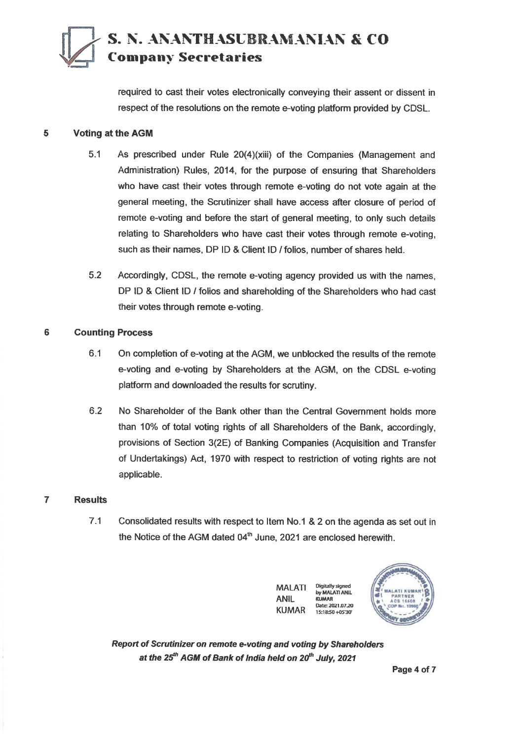required to cast their votes electronically conveying their assent or dissent in respect of the resolutions on the remote e-voting platform provided by CDSL.

## 5 Voting at the AGM

5.1 As prescribed under Rule 20(4)(xiii) of the Companies (Management and Administration) Rules, 2014, for the purpose of ensuring that Shareholders who have cast their votes through remote e-voting do not vote again at the general meeting, the Scrutinizer shall have access after closure of period of remote e-voting and before the start of general meeting, to only such details relating to Shareholders who have cast their votes through remote e-voting, such as their names, DP ID & Client ID / folios, number of shares held.

5.2 Accordingly, CDSL, the remote e-voting agency provided us with the names, DP ID & Client ID / folios and shareholding of the Shareholders who had cast their votes through remote e-voting.

## 6 Counting Process

6.1 On completion of e-voting at the AGM, we unblocked the results of the remote e-voting and e-voting by Shareholders at the AGM, on the CDSL e-voting platform and downloaded the results for scrutiny.

6.2 No Shareholder of the Bank other than the Central Government holds more than 10% of total voting rights of all Shareholders of the Bank, accordingly, provisions of Section 3(2E) of Banking Companies (Acquisition and Transfer of Undertakings) Act, 1970 with respect to restriction of voting rights are not applicable.

## 7 Results

7.1 Consolidated results with respect to Item No.1 & 2 on the agenda as set out in the Notice of the AGM dated 04th June, 2021 are enclosed herewith.

MALATI ANIL KUMAR — Digitally signed by MALATI ANIL KUMAR Date: 2021.07.20 15:18:50 +05'30'

*Report of Scrutinizer on remote e-voting and voting by Shareholders at the 25th AGM of Bank of India held on 20th July, 2021*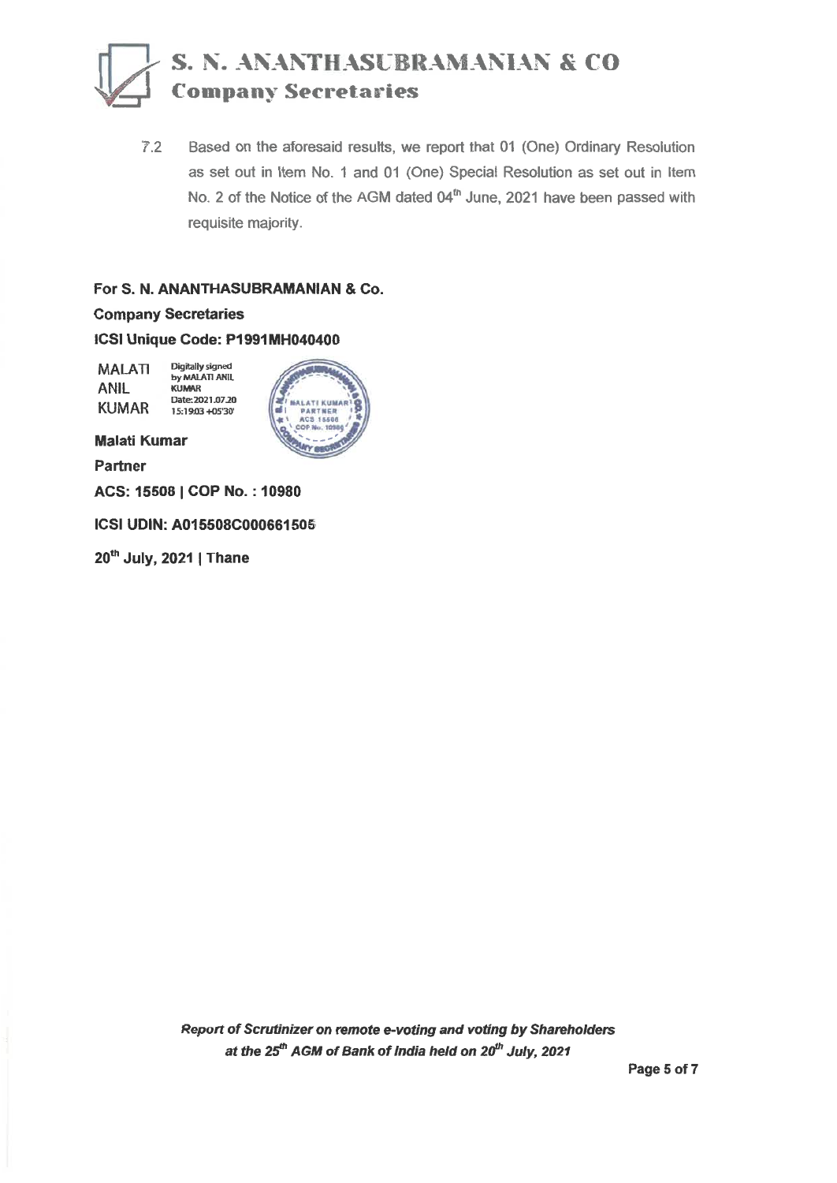7.2 Based on the aforesaid results, we report that 01 (One) Ordinary Resolution as set out in Item No. 1 and 01 (One) Special Resolution as set out in Item No. 2 of the Notice of the AGM dated 04th June, 2021 have been passed with requisite majority.

**For S. N. ANANTHASUBRAMANIAN & Co.**

**Company Secretaries**

**ICSI Unique Code: P1991MH040400**

MALATI ANIL KUMAR — Digitally signed by MALATI ANIL KUMAR Date: 2021.07.20 15:19:03 +05'30'

**Malati Kumar**

**Partner**

**ACS: 15508 | COP No. : 10980**

**ICSI UDIN: A015508C000661505**

**20th July, 2021 | Thane**

***Report of Scrutinizer on remote e-voting and voting by Shareholders at the 25th AGM of Bank of India held on 20th July, 2021***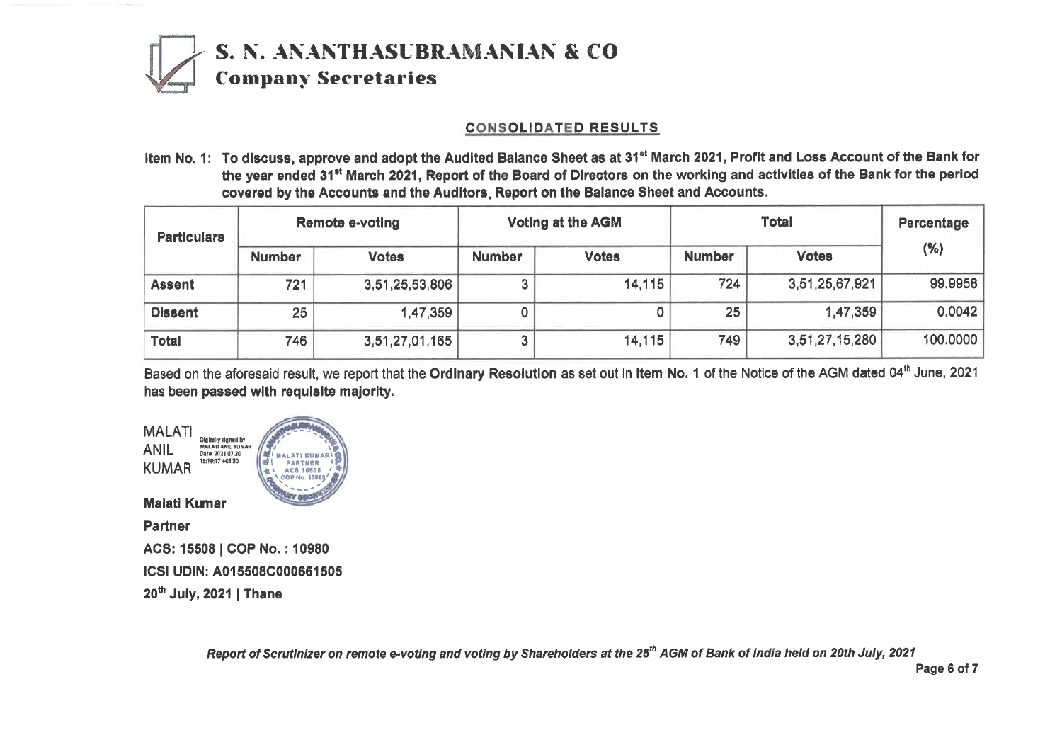# S. N. ANANTHASUBRAMANIAN & CO
## Company Secretaries

### CONSOLIDATED RESULTS

**Item No. 1: To discuss, approve and adopt the Audited Balance Sheet as at 31st March 2021, Profit and Loss Account of the Bank for the year ended 31st March 2021, Report of the Board of Directors on the working and activities of the Bank for the period covered by the Accounts and the Auditors, Report on the Balance Sheet and Accounts.**

| Particulars | Remote e-voting | | Voting at the AGM | | Total | | Percentage (%) |
|---|---|---|---|---|---|---|---|
| | Number | Votes | Number | Votes | Number | Votes | |
| **Assent** | 721 | 3,51,25,53,806 | 3 | 14,115 | 724 | 3,51,25,67,921 | 99.9958 |
| **Dissent** | 25 | 1,47,359 | 0 | 0 | 25 | 1,47,359 | 0.0042 |
| **Total** | 746 | 3,51,27,01,165 | 3 | 14,115 | 749 | 3,51,27,15,280 | 100.0000 |

Based on the aforesaid result, we report that the **Ordinary Resolution** as set out in **Item No. 1** of the Notice of the AGM dated 04th June, 2021 has been **passed with requisite majority.**

MALATI ANIL KUMAR
Digitally signed by MALATI ANIL KUMAR
Date: 2021.07.20 15:19:17 +05'30'

**Malati Kumar**

**Partner**

**ACS: 15508 | COP No. : 10980**

**ICSI UDIN: A015508C000661505**

**20th July, 2021 | Thane**

*Report of Scrutinizer on remote e-voting and voting by Shareholders at the 25th AGM of Bank of India held on 20th July, 2021*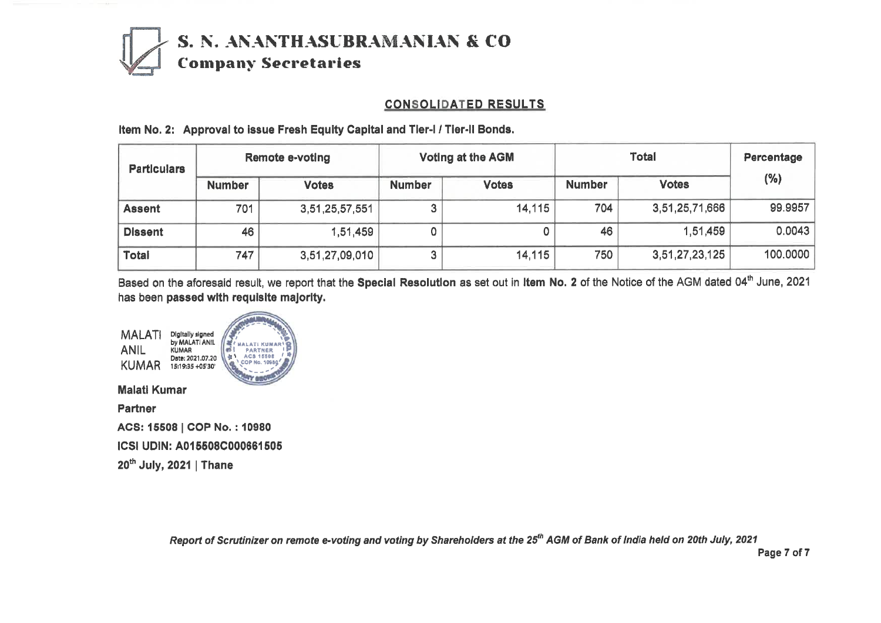# S. N. ANANTHASUBRAMANIAN & CO
## Company Secretaries

**CONSOLIDATED RESULTS**

**Item No. 2: Approval to issue Fresh Equity Capital and Tier-I / Tier-II Bonds.**

| Particulars | Remote e-voting | | Voting at the AGM | | Total | | Percentage (%) |
|---|---|---|---|---|---|---|---|
| | Number | Votes | Number | Votes | Number | Votes | |
| **Assent** | 701 | 3,51,25,57,551 | 3 | 14,115 | 704 | 3,51,25,71,666 | 99.9957 |
| **Dissent** | 46 | 1,51,459 | 0 | 0 | 46 | 1,51,459 | 0.0043 |
| **Total** | 747 | 3,51,27,09,010 | 3 | 14,115 | 750 | 3,51,27,23,125 | 100.0000 |

Based on the aforesaid result, we report that the **Special Resolution** as set out in **Item No. 2** of the Notice of the AGM dated 04th June, 2021 has been **passed with requisite majority.**

MALATI ANIL KUMAR — Digitally signed by MALATI ANIL KUMAR Date: 2021.07.20 15:19:35 +05'30'

**Malati Kumar**

**Partner**

**ACS: 15508 | COP No. : 10980**

**ICSI UDIN: A015508C000661505**

**20th July, 2021 | Thane**

*Report of Scrutinizer on remote e-voting and voting by Shareholders at the 25th AGM of Bank of India held on 20th July, 2021*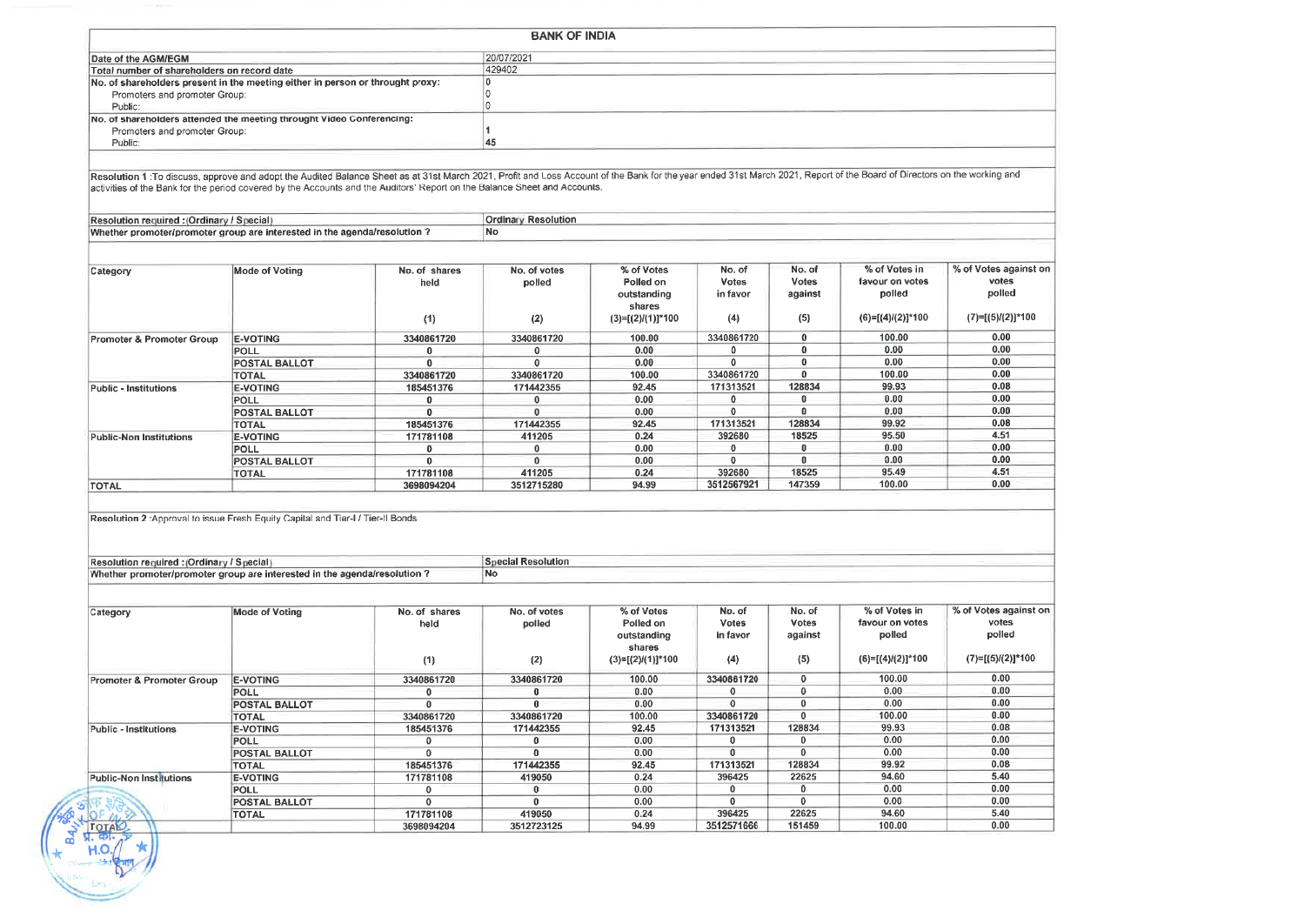# BANK OF INDIA

| | |
|---|---|
| Date of the AGM/EGM | 20/07/2021 |
| Total number of shareholders on record date | 429402 |
| No. of shareholders present in the meeting either in person or throught proxy: | 0 |
| Promoters and promoter Group: | 0 |
| Public: | 0 |
| No. of shareholders attended the meeting throught Video Conferencing: | |
| Promoters and promoter Group: | 1 |
| Public: | 45 |

Resolution 1 :To discuss, approve and adopt the Audited Balance Sheet as at 31st March 2021, Profit and Loss Account of the Bank for the year ended 31st March 2021, Report of the Board of Directors on the working and activities of the Bank for the period covered by the Accounts and the Auditors' Report on the Balance Sheet and Accounts.

| | |
|---|---|
| Resolution required :(Ordinary / Special) | Ordinary Resolution |
| Whether promoter/promoter group are interested in the agenda/resolution ? | No |

| Category | Mode of Voting | No. of shares held (1) | No. of votes polled (2) | % of Votes Polled on outstanding shares (3)=[(2)/(1)]*100 | No. of Votes in favor (4) | No. of Votes against (5) | % of Votes in favour on votes polled (6)=[(4)/(2)]*100 | % of Votes against on votes polled (7)=[(5)/(2)]*100 |
|---|---|---|---|---|---|---|---|---|
| Promoter & Promoter Group | E-VOTING | 3340861720 | 3340861720 | 100.00 | 3340861720 | 0 | 100.00 | 0.00 |
| | POLL | 0 | 0 | 0.00 | 0 | 0 | 0.00 | 0.00 |
| | POSTAL BALLOT | 0 | 0 | 0.00 | 0 | 0 | 0.00 | 0.00 |
| | TOTAL | 3340861720 | 3340861720 | 100.00 | 3340861720 | 0 | 100.00 | 0.00 |
| Public - Institutions | E-VOTING | 185451376 | 171442355 | 92.45 | 171313521 | 128834 | 99.93 | 0.08 |
| | POLL | 0 | 0 | 0.00 | 0 | 0 | 0.00 | 0.00 |
| | POSTAL BALLOT | 0 | 0 | 0.00 | 0 | 0 | 0.00 | 0.00 |
| | TOTAL | 185451376 | 171442355 | 92.45 | 171313521 | 128834 | 99.92 | 0.08 |
| Public-Non Institutions | E-VOTING | 171781108 | 411205 | 0.24 | 392680 | 18525 | 95.50 | 4.51 |
| | POLL | 0 | 0 | 0.00 | 0 | 0 | 0.00 | 0.00 |
| | POSTAL BALLOT | 0 | 0 | 0.00 | 0 | 0 | 0.00 | 0.00 |
| | TOTAL | 171781108 | 411205 | 0.24 | 392680 | 18525 | 95.49 | 4.51 |
| TOTAL | | 3698094204 | 3512715280 | 94.99 | 3512567921 | 147359 | 100.00 | 0.00 |

Resolution 2 :Approval to issue Fresh Equity Capital and Tier-I / Tier-II Bonds

| | |
|---|---|
| Resolution required :(Ordinary / Special) | Special Resolution |
| Whether promoter/promoter group are interested in the agenda/resolution ? | No |

| Category | Mode of Voting | No. of shares held (1) | No. of votes polled (2) | % of Votes Polled on outstanding shares (3)=[(2)/(1)]*100 | No. of Votes in favor (4) | No. of Votes against (5) | % of Votes in favour on votes polled (6)=[(4)/(2)]*100 | % of Votes against on votes polled (7)=[(5)/(2)]*100 |
|---|---|---|---|---|---|---|---|---|
| Promoter & Promoter Group | E-VOTING | 3340861720 | 3340861720 | 100.00 | 3340861720 | 0 | 100.00 | 0.00 |
| | POLL | 0 | 0 | 0.00 | 0 | 0 | 0.00 | 0.00 |
| | POSTAL BALLOT | 0 | 0 | 0.00 | 0 | 0 | 0.00 | 0.00 |
| | TOTAL | 3340861720 | 3340861720 | 100.00 | 3340861720 | 0 | 100.00 | 0.00 |
| Public - Institutions | E-VOTING | 185451376 | 171442355 | 92.45 | 171313521 | 128834 | 99.93 | 0.08 |
| | POLL | 0 | 0 | 0.00 | 0 | 0 | 0.00 | 0.00 |
| | POSTAL BALLOT | 0 | 0 | 0.00 | 0 | 0 | 0.00 | 0.00 |
| | TOTAL | 185451376 | 171442355 | 92.45 | 171313521 | 128834 | 99.92 | 0.08 |
| Public-Non Institutions | E-VOTING | 171781108 | 419050 | 0.24 | 396425 | 22625 | 94.60 | 5.40 |
| | POLL | 0 | 0 | 0.00 | 0 | 0 | 0.00 | 0.00 |
| | POSTAL BALLOT | 0 | 0 | 0.00 | 0 | 0 | 0.00 | 0.00 |
| | TOTAL | 171781108 | 419050 | 0.24 | 396425 | 22625 | 94.60 | 5.40 |
| TOTAL | | 3698094204 | 3512723125 | 94.99 | 3512571666 | 151459 | 100.00 | 0.00 |